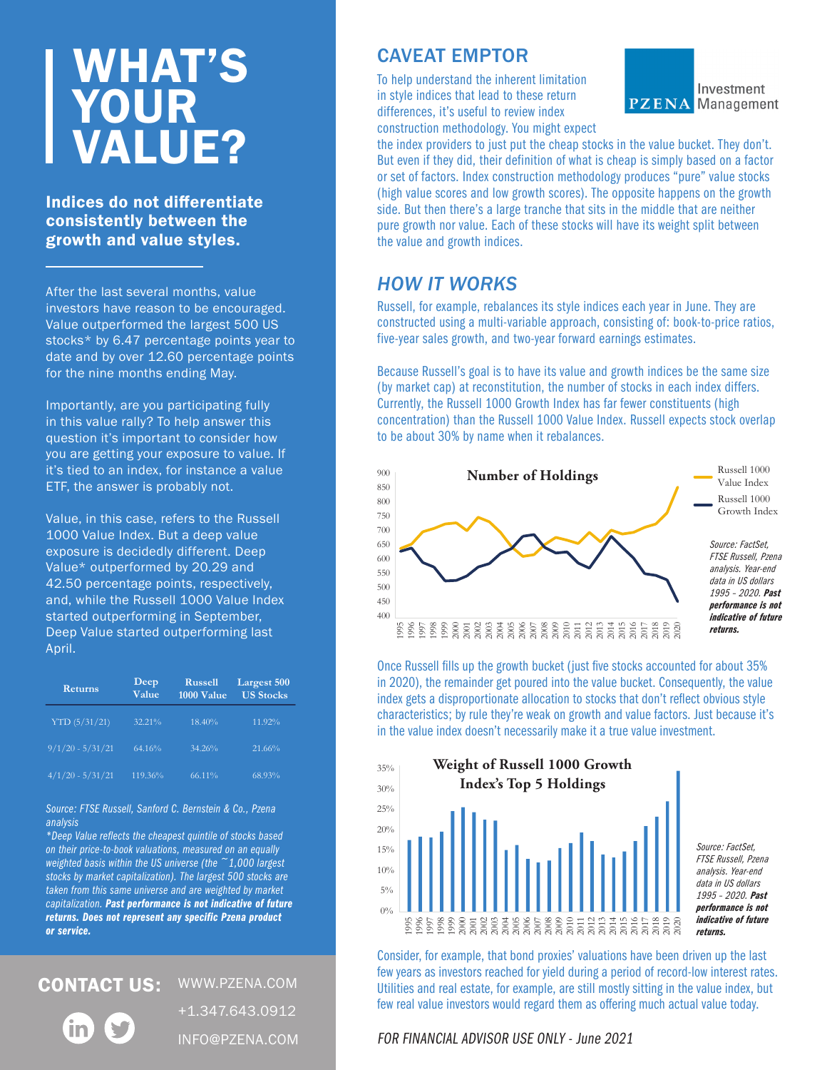# WHAT'S YOUR VALUE?

**Indices do not differentiate consistently between the growth and value styles.**

After the last several months, value investors have reason to be encouraged. Value outperformed the largest 500 US stocks* by 6.47 percentage points year to date and by over 12.60 percentage points for the nine months ending May.

Importantly, are you participating fully in this value rally? To help answer this question it's important to consider how you are getting your exposure to value. If it's tied to an index, for instance a value ETF, the answer is probably not.

Value, in this case, refers to the Russell 1000 Value Index. But a deep value exposure is decidedly different. Deep Value* outperformed by 20.29 and 42.50 percentage points, respectively, and, while the Russell 1000 Value Index started outperforming in September, Deep Value started outperforming last April.

| Returns | Deep Value | Russell 1000 Value | Largest 500 US Stocks |
|---|---|---|---|
| YTD (5/31/21) | 32.21% | 18.40% | 11.92% |
| 9/1/20 - 5/31/21 | 64.16% | 34.26% | 21.66% |
| 4/1/20 - 5/31/21 | 119.36% | 66.11% | 68.93% |

*Source: FTSE Russell, Sanford C. Bernstein & Co., Pzena analysis*

*\*Deep Value reflects the cheapest quintile of stocks based on their price-to-book valuations, measured on an equally weighted basis within the US universe (the ~1,000 largest stocks by market capitalization). The largest 500 stocks are taken from this same universe and are weighted by market capitalization.* ***Past performance is not indicative of future returns. Does not represent any specific Pzena product or service.***

## CONTACT US:

WWW.PZENA.COM

+1.347.643.0912

INFO@PZENA.COM

## CAVEAT EMPTOR

To help understand the inherent limitation in style indices that lead to these return differences, it's useful to review index construction methodology. You might expect the index providers to just put the cheap stocks in the value bucket. They don't. But even if they did, their definition of what is cheap is simply based on a factor or set of factors. Index construction methodology produces "pure" value stocks (high value scores and low growth scores). The opposite happens on the growth side. But then there's a large tranche that sits in the middle that are neither pure growth nor value. Each of these stocks will have its weight split between the value and growth indices.

## *HOW IT WORKS*

Russell, for example, rebalances its style indices each year in June. They are constructed using a multi-variable approach, consisting of: book-to-price ratios, five-year sales growth, and two-year forward earnings estimates.

Because Russell's goal is to have its value and growth indices be the same size (by market cap) at reconstitution, the number of stocks in each index differs. Currently, the Russell 1000 Growth Index has far fewer constituents (high concentration) than the Russell 1000 Value Index. Russell expects stock overlap to be about 30% by name when it rebalances.

**Number of Holdings**

*Source: FactSet, FTSE Russell, Pzena analysis. Year-end data in US dollars 1995 - 2020.* ***Past performance is not indicative of future returns.***

Once Russell fills up the growth bucket (just five stocks accounted for about 35% in 2020), the remainder get poured into the value bucket. Consequently, the value index gets a disproportionate allocation to stocks that don't reflect obvious style characteristics; by rule they're weak on growth and value factors. Just because it's in the value index doesn't necessarily make it a true value investment.

**Weight of Russell 1000 Growth Index's Top 5 Holdings**

*Source: FactSet, FTSE Russell, Pzena analysis. Year-end data in US dollars 1995 - 2020.* ***Past performance is not indicative of future returns.***

Consider, for example, that bond proxies' valuations have been driven up the last few years as investors reached for yield during a period of record-low interest rates. Utilities and real estate, for example, are still mostly sitting in the value index, but few real value investors would regard them as offering much actual value today.

*FOR FINANCIAL ADVISOR USE ONLY - June 2021*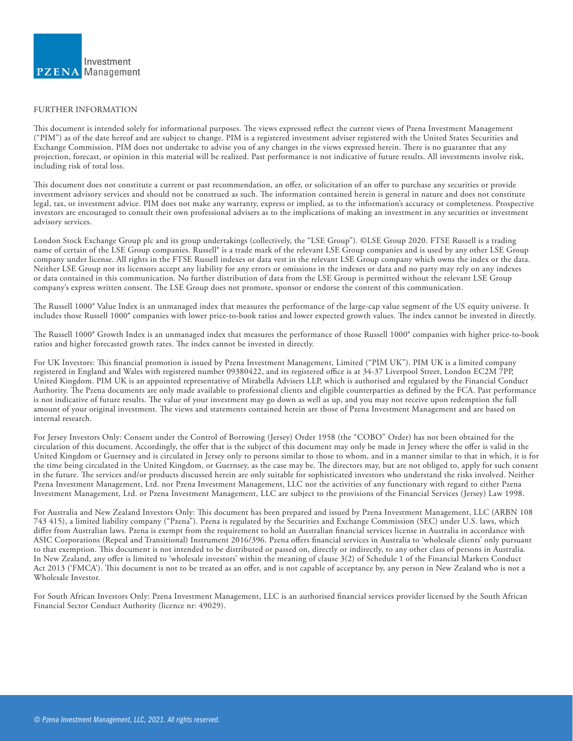PZENA Investment Management

## FURTHER INFORMATION

This document is intended solely for informational purposes. The views expressed reflect the current views of Pzena Investment Management ("PIM") as of the date hereof and are subject to change. PIM is a registered investment adviser registered with the United States Securities and Exchange Commission. PIM does not undertake to advise you of any changes in the views expressed herein. There is no guarantee that any projection, forecast, or opinion in this material will be realized. Past performance is not indicative of future results. All investments involve risk, including risk of total loss.

This document does not constitute a current or past recommendation, an offer, or solicitation of an offer to purchase any securities or provide investment advisory services and should not be construed as such. The information contained herein is general in nature and does not constitute legal, tax, or investment advice. PIM does not make any warranty, express or implied, as to the information's accuracy or completeness. Prospective investors are encouraged to consult their own professional advisers as to the implications of making an investment in any securities or investment advisory services.

London Stock Exchange Group plc and its group undertakings (collectively, the "LSE Group"). ©LSE Group 2020. FTSE Russell is a trading name of certain of the LSE Group companies. Russell® is a trade mark of the relevant LSE Group companies and is used by any other LSE Group company under license. All rights in the FTSE Russell indexes or data vest in the relevant LSE Group company which owns the index or the data. Neither LSE Group nor its licensors accept any liability for any errors or omissions in the indexes or data and no party may rely on any indexes or data contained in this communication. No further distribution of data from the LSE Group is permitted without the relevant LSE Group company's express written consent. The LSE Group does not promote, sponsor or endorse the content of this communication.

The Russell 1000® Value Index is an unmanaged index that measures the performance of the large-cap value segment of the US equity universe. It includes those Russell 1000® companies with lower price-to-book ratios and lower expected growth values. The index cannot be invested in directly.

The Russell 1000® Growth Index is an unmanaged index that measures the performance of those Russell 1000® companies with higher price-to-book ratios and higher forecasted growth rates. The index cannot be invested in directly.

For UK Investors: This financial promotion is issued by Pzena Investment Management, Limited ("PIM UK"). PIM UK is a limited company registered in England and Wales with registered number 09380422, and its registered office is at 34-37 Liverpool Street, London EC2M 7PP, United Kingdom. PIM UK is an appointed representative of Mirabella Advisers LLP, which is authorised and regulated by the Financial Conduct Authority. The Pzena documents are only made available to professional clients and eligible counterparties as defined by the FCA. Past performance is not indicative of future results. The value of your investment may go down as well as up, and you may not receive upon redemption the full amount of your original investment. The views and statements contained herein are those of Pzena Investment Management and are based on internal research.

For Jersey Investors Only: Consent under the Control of Borrowing (Jersey) Order 1958 (the "COBO" Order) has not been obtained for the circulation of this document. Accordingly, the offer that is the subject of this document may only be made in Jersey where the offer is valid in the United Kingdom or Guernsey and is circulated in Jersey only to persons similar to those to whom, and in a manner similar to that in which, it is for the time being circulated in the United Kingdom, or Guernsey, as the case may be. The directors may, but are not obliged to, apply for such consent in the future. The services and/or products discussed herein are only suitable for sophisticated investors who understand the risks involved. Neither Pzena Investment Management, Ltd. nor Pzena Investment Management, LLC nor the activities of any functionary with regard to either Pzena Investment Management, Ltd. or Pzena Investment Management, LLC are subject to the provisions of the Financial Services (Jersey) Law 1998.

For Australia and New Zealand Investors Only: This document has been prepared and issued by Pzena Investment Management, LLC (ARBN 108 743 415), a limited liability company ("Pzena"). Pzena is regulated by the Securities and Exchange Commission (SEC) under U.S. laws, which differ from Australian laws. Pzena is exempt from the requirement to hold an Australian financial services license in Australia in accordance with ASIC Corporations (Repeal and Transitional) Instrument 2016/396. Pzena offers financial services in Australia to 'wholesale clients' only pursuant to that exemption. This document is not intended to be distributed or passed on, directly or indirectly, to any other class of persons in Australia. In New Zealand, any offer is limited to 'wholesale investors' within the meaning of clause 3(2) of Schedule 1 of the Financial Markets Conduct Act 2013 ('FMCA'). This document is not to be treated as an offer, and is not capable of acceptance by, any person in New Zealand who is not a Wholesale Investor.

For South African Investors Only: Pzena Investment Management, LLC is an authorised financial services provider licensed by the South African Financial Sector Conduct Authority (licence nr: 49029).

*© Pzena Investment Management, LLC, 2021. All rights reserved.*